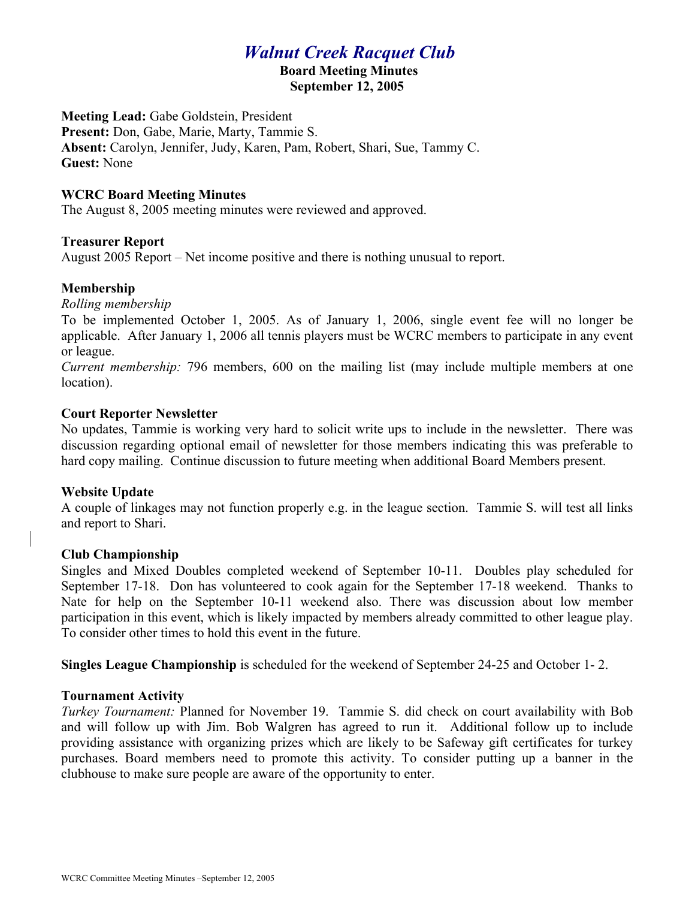# *Walnut Creek Racquet Club*

**Board Meeting Minutes**
**September 12, 2005**

**Meeting Lead:** Gabe Goldstein, President
**Present:** Don, Gabe, Marie, Marty, Tammie S.
**Absent:** Carolyn, Jennifer, Judy, Karen, Pam, Robert, Shari, Sue, Tammy C.
**Guest:** None

**WCRC Board Meeting Minutes**
The August 8, 2005 meeting minutes were reviewed and approved.

**Treasurer Report**
August 2005 Report – Net income positive and there is nothing unusual to report.

**Membership**
*Rolling membership*
To be implemented October 1, 2005. As of January 1, 2006, single event fee will no longer be applicable. After January 1, 2006 all tennis players must be WCRC members to participate in any event or league.
*Current membership:* 796 members, 600 on the mailing list (may include multiple members at one location).

**Court Reporter Newsletter**
No updates, Tammie is working very hard to solicit write ups to include in the newsletter. There was discussion regarding optional email of newsletter for those members indicating this was preferable to hard copy mailing. Continue discussion to future meeting when additional Board Members present.

**Website Update**
A couple of linkages may not function properly e.g. in the league section. Tammie S. will test all links and report to Shari.

**Club Championship**
Singles and Mixed Doubles completed weekend of September 10-11. Doubles play scheduled for September 17-18. Don has volunteered to cook again for the September 17-18 weekend. Thanks to Nate for help on the September 10-11 weekend also. There was discussion about low member participation in this event, which is likely impacted by members already committed to other league play. To consider other times to hold this event in the future.

**Singles League Championship** is scheduled for the weekend of September 24-25 and October 1- 2.

**Tournament Activity**
*Turkey Tournament:* Planned for November 19. Tammie S. did check on court availability with Bob and will follow up with Jim. Bob Walgren has agreed to run it. Additional follow up to include providing assistance with organizing prizes which are likely to be Safeway gift certificates for turkey purchases. Board members need to promote this activity. To consider putting up a banner in the clubhouse to make sure people are aware of the opportunity to enter.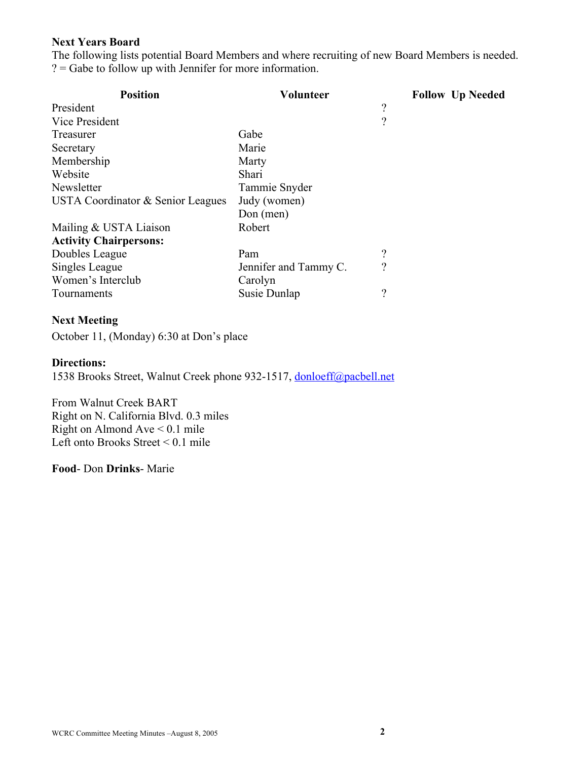**Next Years Board**

The following lists potential Board Members and where recruiting of new Board Members is needed.
? = Gabe to follow up with Jennifer for more information.

| Position | Volunteer | Follow Up Needed |
|---|---|---|
| President | | ? |
| Vice President | | ? |
| Treasurer | Gabe | |
| Secretary | Marie | |
| Membership | Marty | |
| Website | Shari | |
| Newsletter | Tammie Snyder | |
| USTA Coordinator & Senior Leagues | Judy (women) | |
| | Don (men) | |
| Mailing & USTA Liaison | Robert | |
| **Activity Chairpersons:** | | |
| Doubles League | Pam | ? |
| Singles League | Jennifer and Tammy C. | ? |
| Women's Interclub | Carolyn | |
| Tournaments | Susie Dunlap | ? |

**Next Meeting**

October 11, (Monday) 6:30 at Don's place

**Directions:**

1538 Brooks Street, Walnut Creek phone 932-1517, donloeff@pacbell.net

From Walnut Creek BART
Right on N. California Blvd. 0.3 miles
Right on Almond Ave < 0.1 mile
Left onto Brooks Street < 0.1 mile

**Food**- Don **Drinks**- Marie